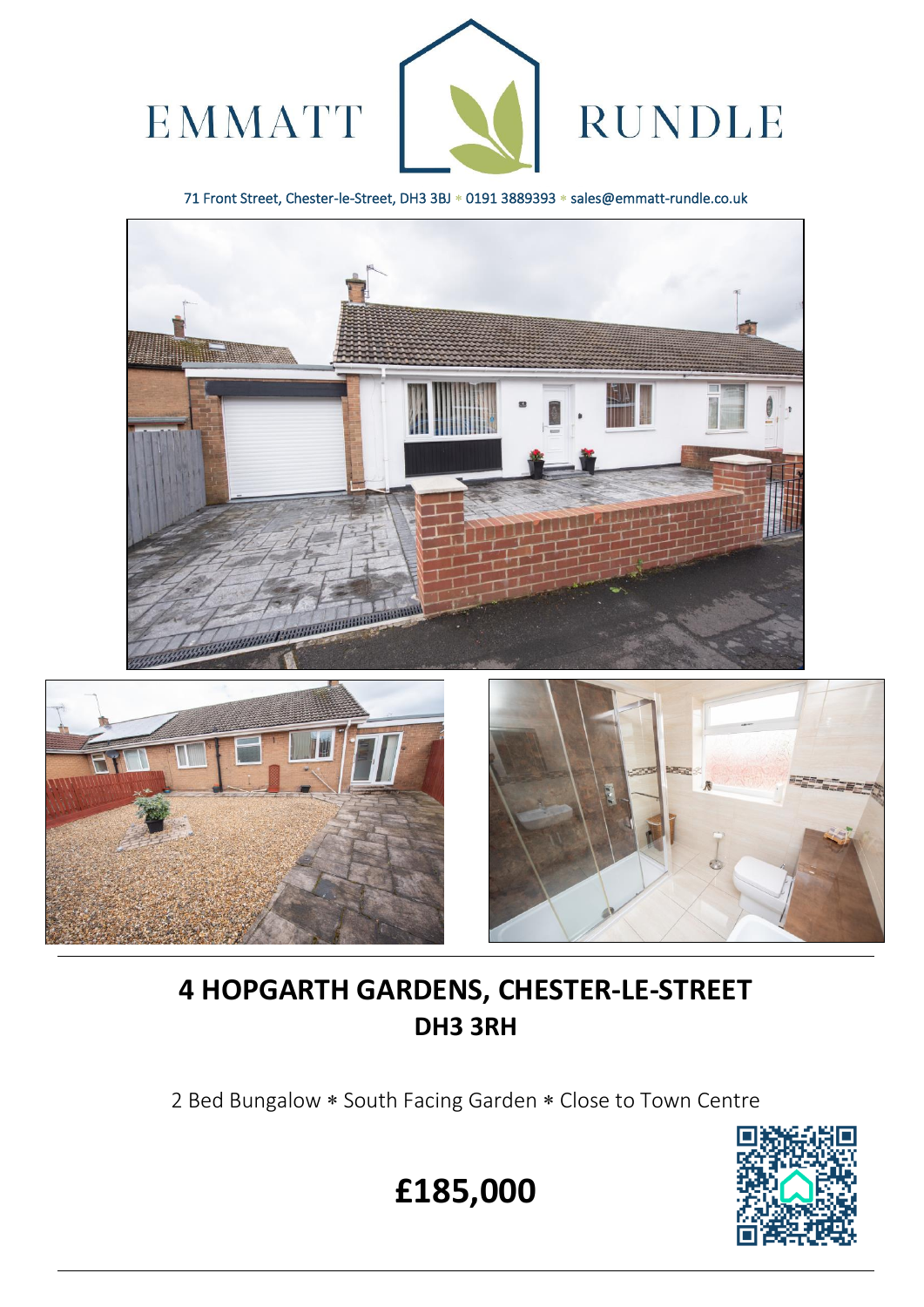EMMATT RUNDLE

71 Front Street, Chester-le-Street, DH3 3BJ * 0191 3889393 * sales@emmatt-rundle.co.uk

# 4 HOPGARTH GARDENS, CHESTER-LE-STREET
## DH3 3RH

2 Bed Bungalow * South Facing Garden * Close to Town Centre

# £185,000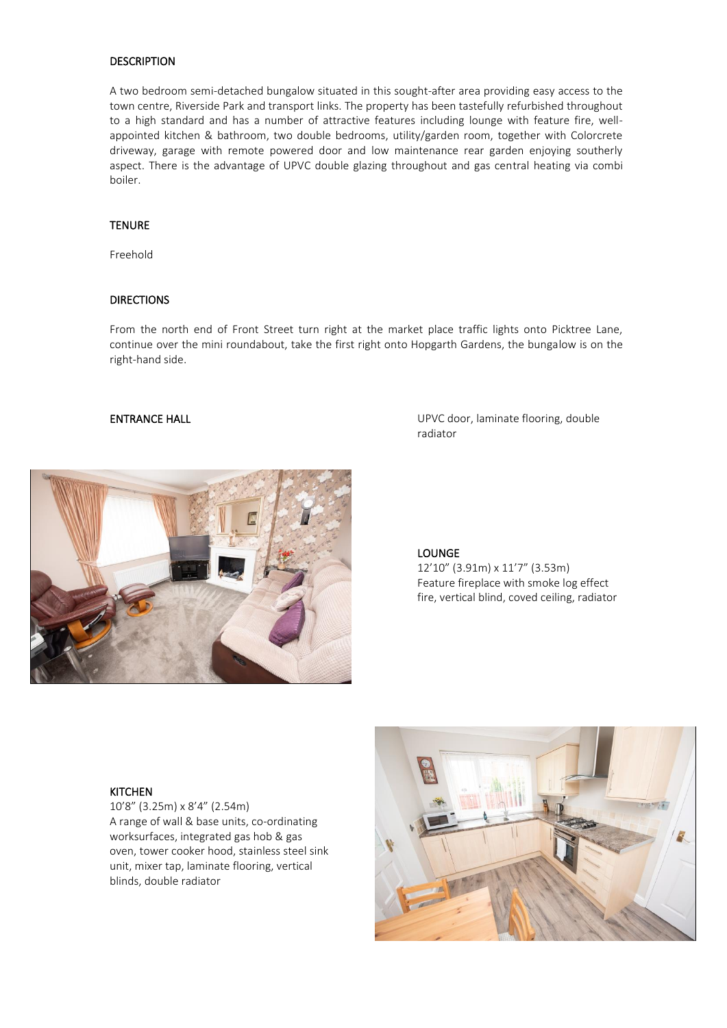## DESCRIPTION

A two bedroom semi-detached bungalow situated in this sought-after area providing easy access to the town centre, Riverside Park and transport links. The property has been tastefully refurbished throughout to a high standard and has a number of attractive features including lounge with feature fire, well-appointed kitchen & bathroom, two double bedrooms, utility/garden room, together with Colorcrete driveway, garage with remote powered door and low maintenance rear garden enjoying southerly aspect. There is the advantage of UPVC double glazing throughout and gas central heating via combi boiler.

## TENURE

Freehold

## DIRECTIONS

From the north end of Front Street turn right at the market place traffic lights onto Picktree Lane, continue over the mini roundabout, take the first right onto Hopgarth Gardens, the bungalow is on the right-hand side.

### ENTRANCE HALL

UPVC door, laminate flooring, double radiator

### LOUNGE

12'10" (3.91m) x 11'7" (3.53m)
Feature fireplace with smoke log effect fire, vertical blind, coved ceiling, radiator

### KITCHEN

10'8" (3.25m) x 8'4" (2.54m)
A range of wall & base units, co-ordinating worksurfaces, integrated gas hob & gas oven, tower cooker hood, stainless steel sink unit, mixer tap, laminate flooring, vertical blinds, double radiator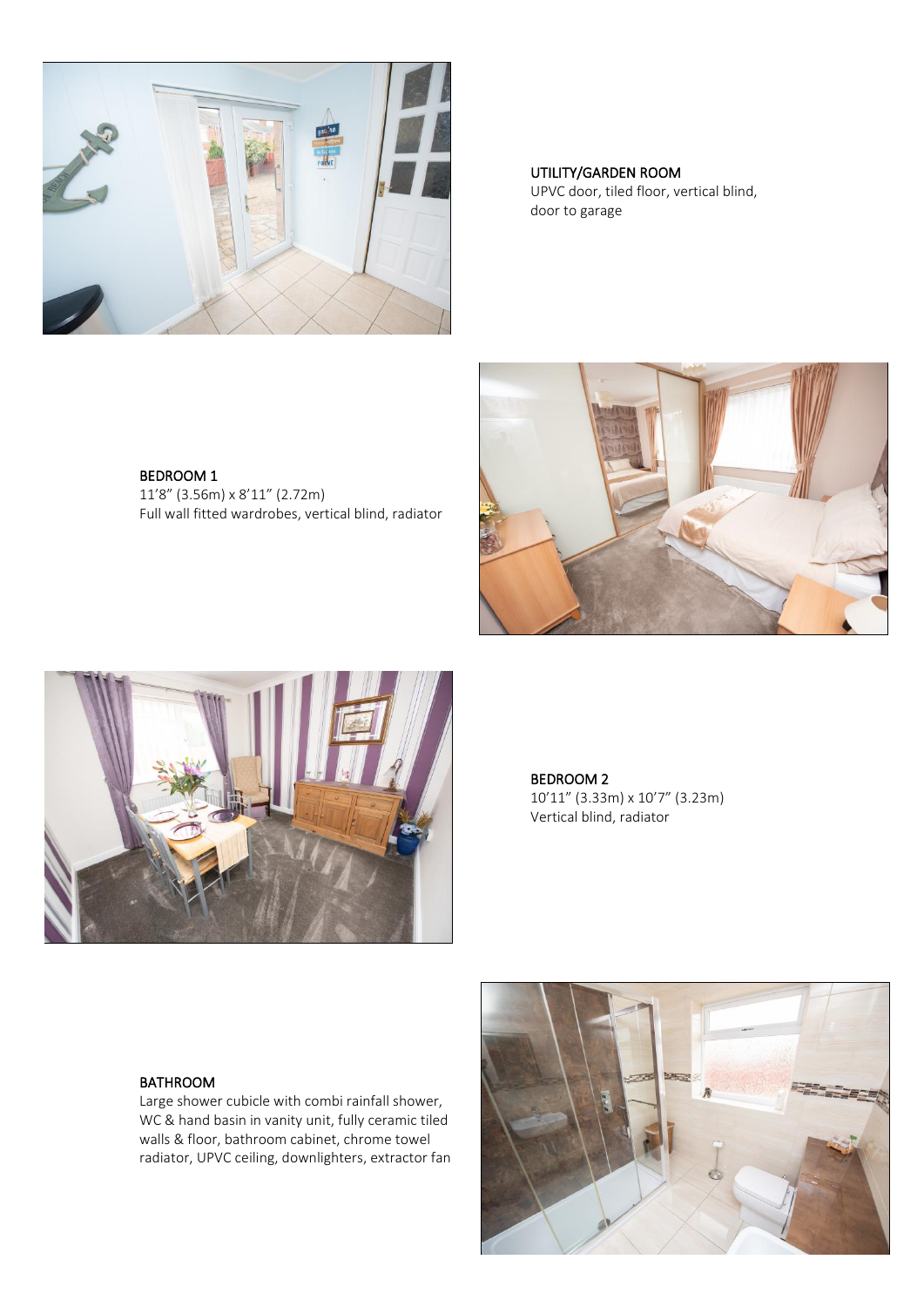### UTILITY/GARDEN ROOM

UPVC door, tiled floor, vertical blind, door to garage

### BEDROOM 1

11’8” (3.56m) x 8’11” (2.72m)
Full wall fitted wardrobes, vertical blind, radiator

### BEDROOM 2

10’11” (3.33m) x 10’7” (3.23m)
Vertical blind, radiator

### BATHROOM

Large shower cubicle with combi rainfall shower, WC & hand basin in vanity unit, fully ceramic tiled walls & floor, bathroom cabinet, chrome towel radiator, UPVC ceiling, downlighters, extractor fan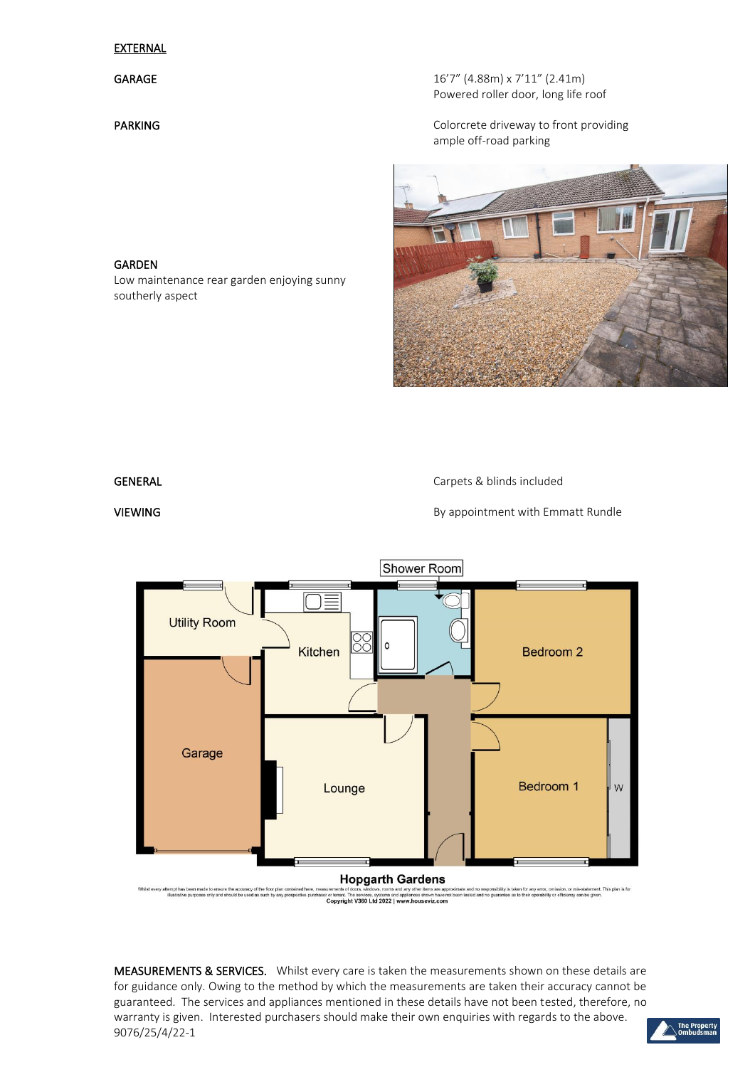## EXTERNAL

**GARAGE**

16’7” (4.88m) x 7’11” (2.41m)
Powered roller door, long life roof

**PARKING**

Colorcrete driveway to front providing ample off-road parking

**GARDEN**

Low maintenance rear garden enjoying sunny southerly aspect

**GENERAL**

Carpets & blinds included

**VIEWING**

By appointment with Emmatt Rundle

Shower Room
Utility Room
Kitchen
Bedroom 2
Garage
Lounge
Bedroom 1
W

Hopgarth Gardens

Whilst every attempt has been made to ensure the accuracy of the floor plan contained here, measurements of doors, windows, rooms and any other items are approximate and no responsibility is taken for any error, omission, or mis-statement. This plan is for illustrative purposes only and should be used as such by any prospective purchaser or tenant. The services, systems and appliances shown have not been tested and no guarantee as to their operability or efficiency can be given.
Copyright V360 Ltd 2022 | www.houseviz.com

**MEASUREMENTS & SERVICES.** Whilst every care is taken the measurements shown on these details are for guidance only. Owing to the method by which the measurements are taken their accuracy cannot be guaranteed. The services and appliances mentioned in these details have not been tested, therefore, no warranty is given. Interested purchasers should make their own enquiries with regards to the above.
9076/25/4/22-1

The Property Ombudsman